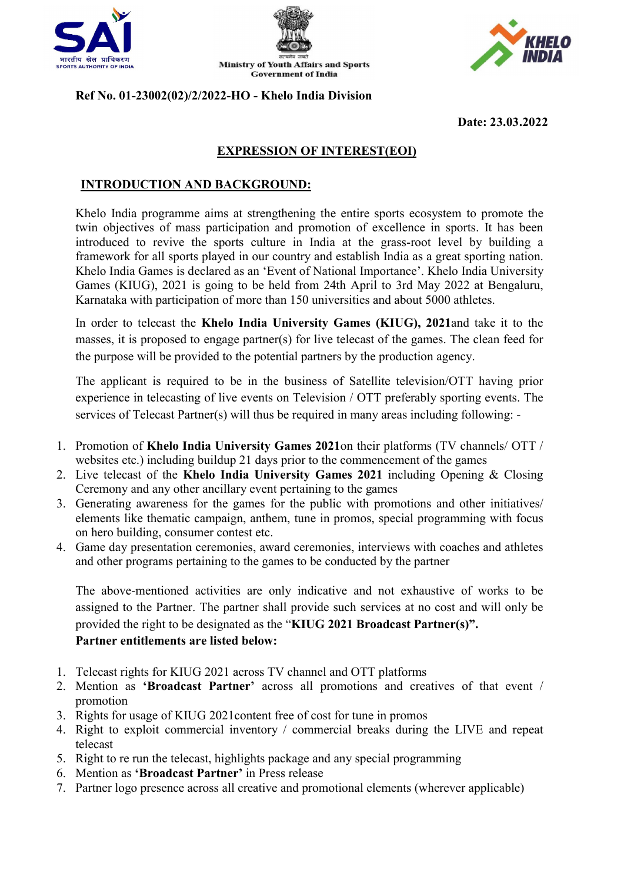SAI
भारतीय खेल प्राधिकरण
SPORTS AUTHORITY OF INDIA

Ministry of Youth Affairs and Sports
Government of India

KHELO INDIA

**Ref No. 01-23002(02)/2/2022-HO - Khelo India Division**

**Date: 23.03.2022**

# EXPRESSION OF INTEREST(EOI)

## INTRODUCTION AND BACKGROUND:

Khelo India programme aims at strengthening the entire sports ecosystem to promote the twin objectives of mass participation and promotion of excellence in sports. It has been introduced to revive the sports culture in India at the grass-root level by building a framework for all sports played in our country and establish India as a great sporting nation. Khelo India Games is declared as an 'Event of National Importance'. Khelo India University Games (KIUG), 2021 is going to be held from 24th April to 3rd May 2022 at Bengaluru, Karnataka with participation of more than 150 universities and about 5000 athletes.

In order to telecast the **Khelo India University Games (KIUG), 2021**and take it to the masses, it is proposed to engage partner(s) for live telecast of the games. The clean feed for the purpose will be provided to the potential partners by the production agency.

The applicant is required to be in the business of Satellite television/OTT having prior experience in telecasting of live events on Television / OTT preferably sporting events. The services of Telecast Partner(s) will thus be required in many areas including following: -

1. Promotion of **Khelo India University Games 2021**on their platforms (TV channels/ OTT / websites etc.) including buildup 21 days prior to the commencement of the games
2. Live telecast of the **Khelo India University Games 2021** including Opening & Closing Ceremony and any other ancillary event pertaining to the games
3. Generating awareness for the games for the public with promotions and other initiatives/ elements like thematic campaign, anthem, tune in promos, special programming with focus on hero building, consumer contest etc.
4. Game day presentation ceremonies, award ceremonies, interviews with coaches and athletes and other programs pertaining to the games to be conducted by the partner

The above-mentioned activities are only indicative and not exhaustive of works to be assigned to the Partner. The partner shall provide such services at no cost and will only be provided the right to be designated as the "**KIUG 2021 Broadcast Partner(s)".**

**Partner entitlements are listed below:**

1. Telecast rights for KIUG 2021 across TV channel and OTT platforms
2. Mention as **'Broadcast Partner'** across all promotions and creatives of that event / promotion
3. Rights for usage of KIUG 2021content free of cost for tune in promos
4. Right to exploit commercial inventory / commercial breaks during the LIVE and repeat telecast
5. Right to re run the telecast, highlights package and any special programming
6. Mention as **'Broadcast Partner'** in Press release
7. Partner logo presence across all creative and promotional elements (wherever applicable)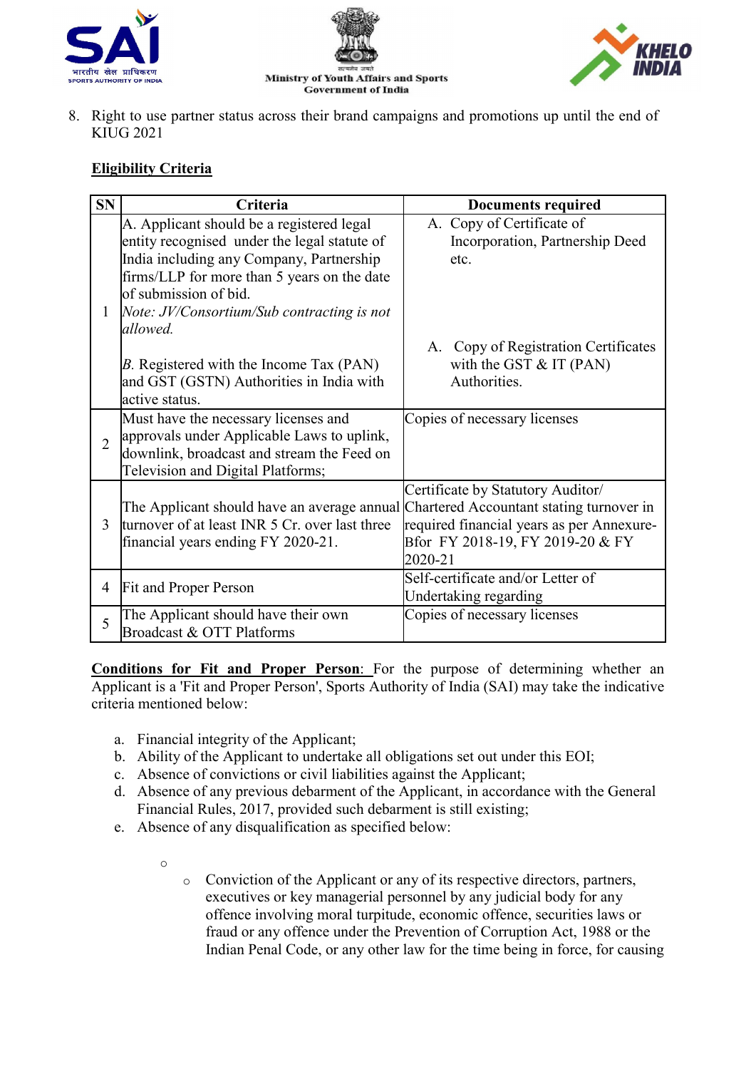8. Right to use partner status across their brand campaigns and promotions up until the end of KIUG 2021

**Eligibility Criteria**

| SN | Criteria | Documents required |
|---|---|---|
| 1 | A. Applicant should be a registered legal entity recognised under the legal statute of India including any Company, Partnership firms/LLP for more than 5 years on the date of submission of bid.<br>*Note: JV/Consortium/Sub contracting is not allowed.*<br><br>*B.* Registered with the Income Tax (PAN) and GST (GSTN) Authorities in India with active status. | A. Copy of Certificate of Incorporation, Partnership Deed etc.<br><br>A. Copy of Registration Certificates with the GST & IT (PAN) Authorities. |
| 2 | Must have the necessary licenses and approvals under Applicable Laws to uplink, downlink, broadcast and stream the Feed on Television and Digital Platforms; | Copies of necessary licenses |
| 3 | The Applicant should have an average annual turnover of at least INR 5 Cr. over last three financial years ending FY 2020-21. | Certificate by Statutory Auditor/ Chartered Accountant stating turnover in required financial years as per Annexure-Bfor FY 2018-19, FY 2019-20 & FY 2020-21 |
| 4 | Fit and Proper Person | Self-certificate and/or Letter of Undertaking regarding |
| 5 | The Applicant should have their own Broadcast & OTT Platforms | Copies of necessary licenses |

**Conditions for Fit and Proper Person**: For the purpose of determining whether an Applicant is a 'Fit and Proper Person', Sports Authority of India (SAI) may take the indicative criteria mentioned below:

a. Financial integrity of the Applicant;
b. Ability of the Applicant to undertake all obligations set out under this EOI;
c. Absence of convictions or civil liabilities against the Applicant;
d. Absence of any previous debarment of the Applicant, in accordance with the General Financial Rules, 2017, provided such debarment is still existing;
e. Absence of any disqualification as specified below:

   - Conviction of the Applicant or any of its respective directors, partners, executives or key managerial personnel by any judicial body for any offence involving moral turpitude, economic offence, securities laws or fraud or any offence under the Prevention of Corruption Act, 1988 or the Indian Penal Code, or any other law for the time being in force, for causing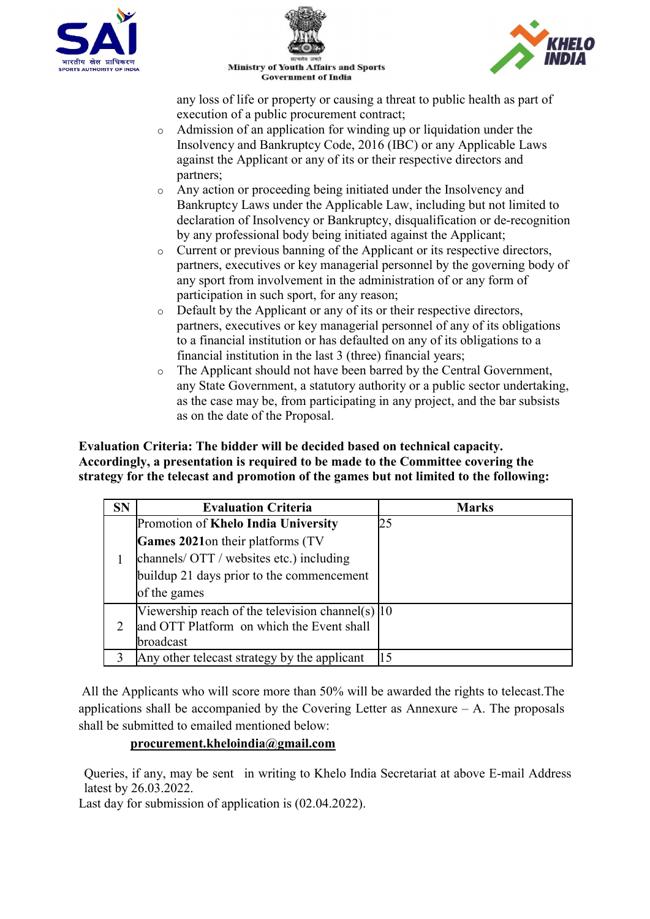any loss of life or property or causing a threat to public health as part of execution of a public procurement contract;

- Admission of an application for winding up or liquidation under the Insolvency and Bankruptcy Code, 2016 (IBC) or any Applicable Laws against the Applicant or any of its or their respective directors and partners;
- Any action or proceeding being initiated under the Insolvency and Bankruptcy Laws under the Applicable Law, including but not limited to declaration of Insolvency or Bankruptcy, disqualification or de-recognition by any professional body being initiated against the Applicant;
- Current or previous banning of the Applicant or its respective directors, partners, executives or key managerial personnel by the governing body of any sport from involvement in the administration of or any form of participation in such sport, for any reason;
- Default by the Applicant or any of its or their respective directors, partners, executives or key managerial personnel of any of its obligations to a financial institution or has defaulted on any of its obligations to a financial institution in the last 3 (three) financial years;
- The Applicant should not have been barred by the Central Government, any State Government, a statutory authority or a public sector undertaking, as the case may be, from participating in any project, and the bar subsists as on the date of the Proposal.

**Evaluation Criteria: The bidder will be decided based on technical capacity. Accordingly, a presentation is required to be made to the Committee covering the strategy for the telecast and promotion of the games but not limited to the following:**

| SN | Evaluation Criteria | Marks |
|---|---|---|
| 1 | Promotion of **Khelo India University Games 2021** on their platforms (TV channels/ OTT / websites etc.) including buildup 21 days prior to the commencement of the games | 25 |
| 2 | Viewership reach of the television channel(s) and OTT Platform on which the Event shall broadcast | 10 |
| 3 | Any other telecast strategy by the applicant | 15 |

All the Applicants who will score more than 50% will be awarded the rights to telecast.The applications shall be accompanied by the Covering Letter as Annexure – A. The proposals shall be submitted to emailed mentioned below:

**procurement.kheloindia@gmail.com**

Queries, if any, may be sent in writing to Khelo India Secretariat at above E-mail Address latest by 26.03.2022.

Last day for submission of application is (02.04.2022).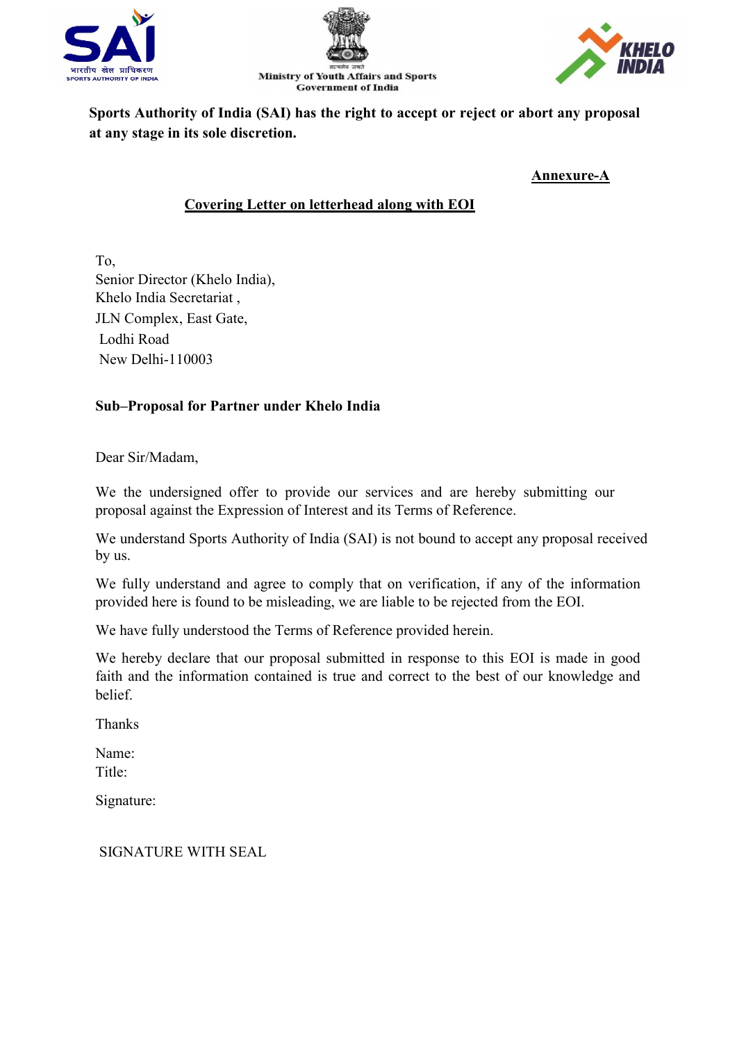**Sports Authority of India (SAI) has the right to accept or reject or abort any proposal at any stage in its sole discretion.**

**Annexure-A**

**Covering Letter on letterhead along with EOI**

To,
Senior Director (Khelo India),
Khelo India Secretariat ,
JLN Complex, East Gate,
Lodhi Road
New Delhi-110003

**Sub–Proposal for Partner under Khelo India**

Dear Sir/Madam,

We the undersigned offer to provide our services and are hereby submitting our proposal against the Expression of Interest and its Terms of Reference.

We understand Sports Authority of India (SAI) is not bound to accept any proposal received by us.

We fully understand and agree to comply that on verification, if any of the information provided here is found to be misleading, we are liable to be rejected from the EOI.

We have fully understood the Terms of Reference provided herein.

We hereby declare that our proposal submitted in response to this EOI is made in good faith and the information contained is true and correct to the best of our knowledge and belief.

Thanks

Name:
Title:

Signature:

SIGNATURE WITH SEAL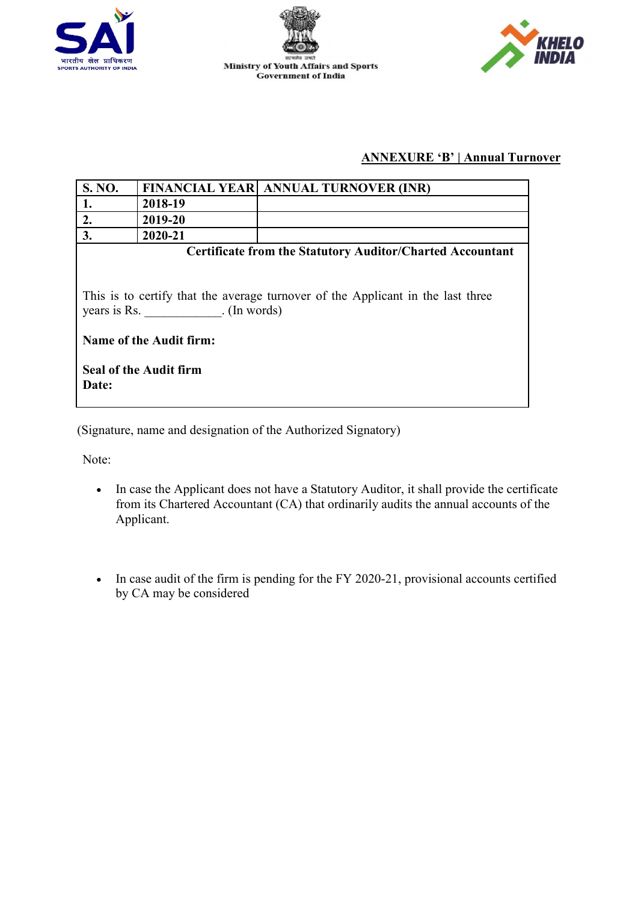Ministry of Youth Affairs and Sports
Government of India

**ANNEXURE 'B' | Annual Turnover**

| S. NO. | FINANCIAL YEAR | ANNUAL TURNOVER (INR) |
|---|---|---|
| 1. | 2018-19 | |
| 2. | 2019-20 | |
| 3. | 2020-21 | |

**Certificate from the Statutory Auditor/Charted Accountant**

This is to certify that the average turnover of the Applicant in the last three years is Rs. ____________. (In words)

**Name of the Audit firm:**

**Seal of the Audit firm**
**Date:**

(Signature, name and designation of the Authorized Signatory)

Note:

- In case the Applicant does not have a Statutory Auditor, it shall provide the certificate from its Chartered Accountant (CA) that ordinarily audits the annual accounts of the Applicant.

- In case audit of the firm is pending for the FY 2020-21, provisional accounts certified by CA may be considered